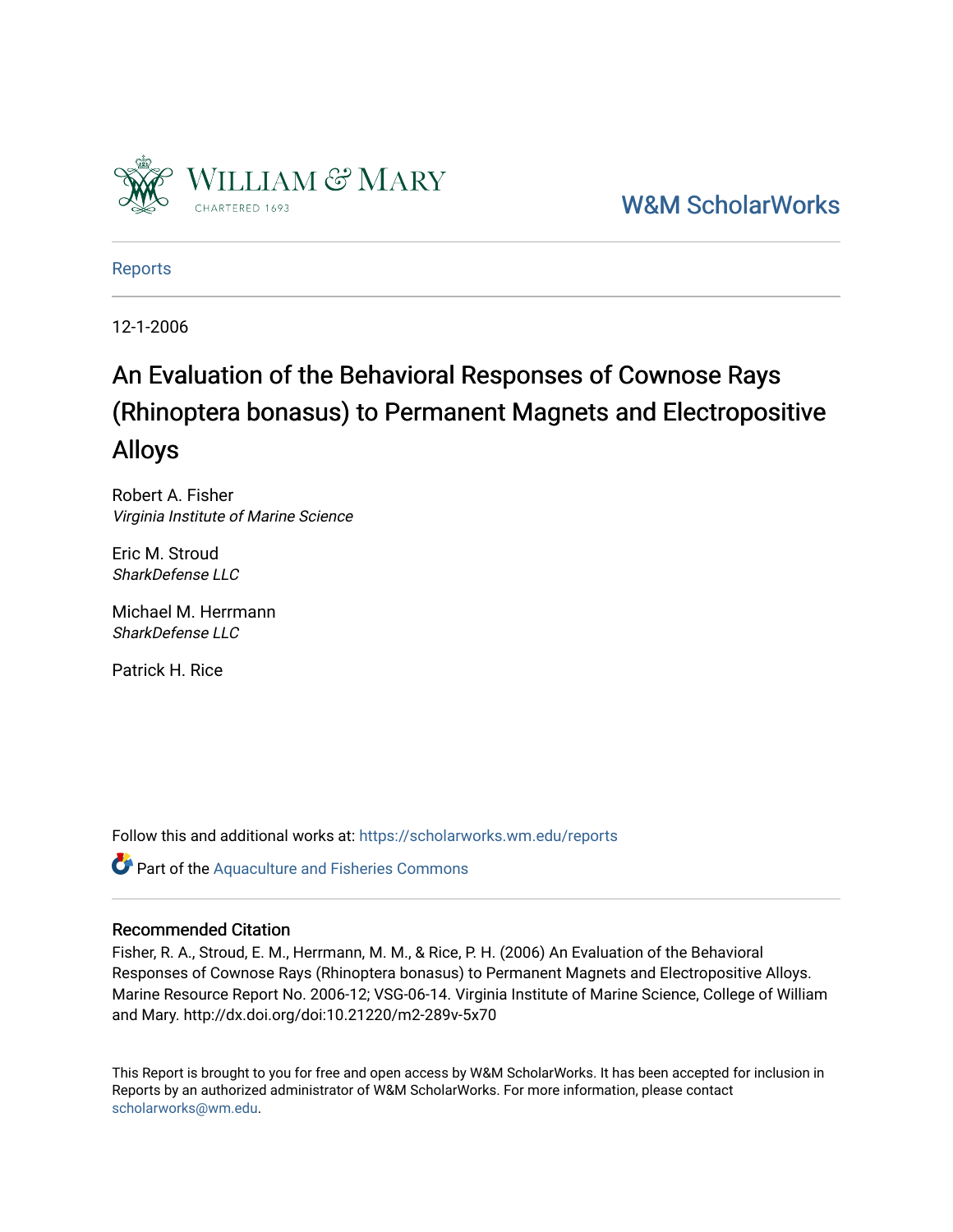William & Mary

CHARTERED 1693

W&M ScholarWorks

Reports

12-1-2006

# An Evaluation of the Behavioral Responses of Cownose Rays (Rhinoptera bonasus) to Permanent Magnets and Electropositive Alloys

Robert A. Fisher
*Virginia Institute of Marine Science*

Eric M. Stroud
*SharkDefense LLC*

Michael M. Herrmann
*SharkDefense LLC*

Patrick H. Rice

Follow this and additional works at: https://scholarworks.wm.edu/reports

Part of the Aquaculture and Fisheries Commons

### Recommended Citation

Fisher, R. A., Stroud, E. M., Herrmann, M. M., & Rice, P. H. (2006) An Evaluation of the Behavioral Responses of Cownose Rays (Rhinoptera bonasus) to Permanent Magnets and Electropositive Alloys. Marine Resource Report No. 2006-12; VSG-06-14. Virginia Institute of Marine Science, College of William and Mary. http://dx.doi.org/doi:10.21220/m2-289v-5x70

This Report is brought to you for free and open access by W&M ScholarWorks. It has been accepted for inclusion in Reports by an authorized administrator of W&M ScholarWorks. For more information, please contact scholarworks@wm.edu.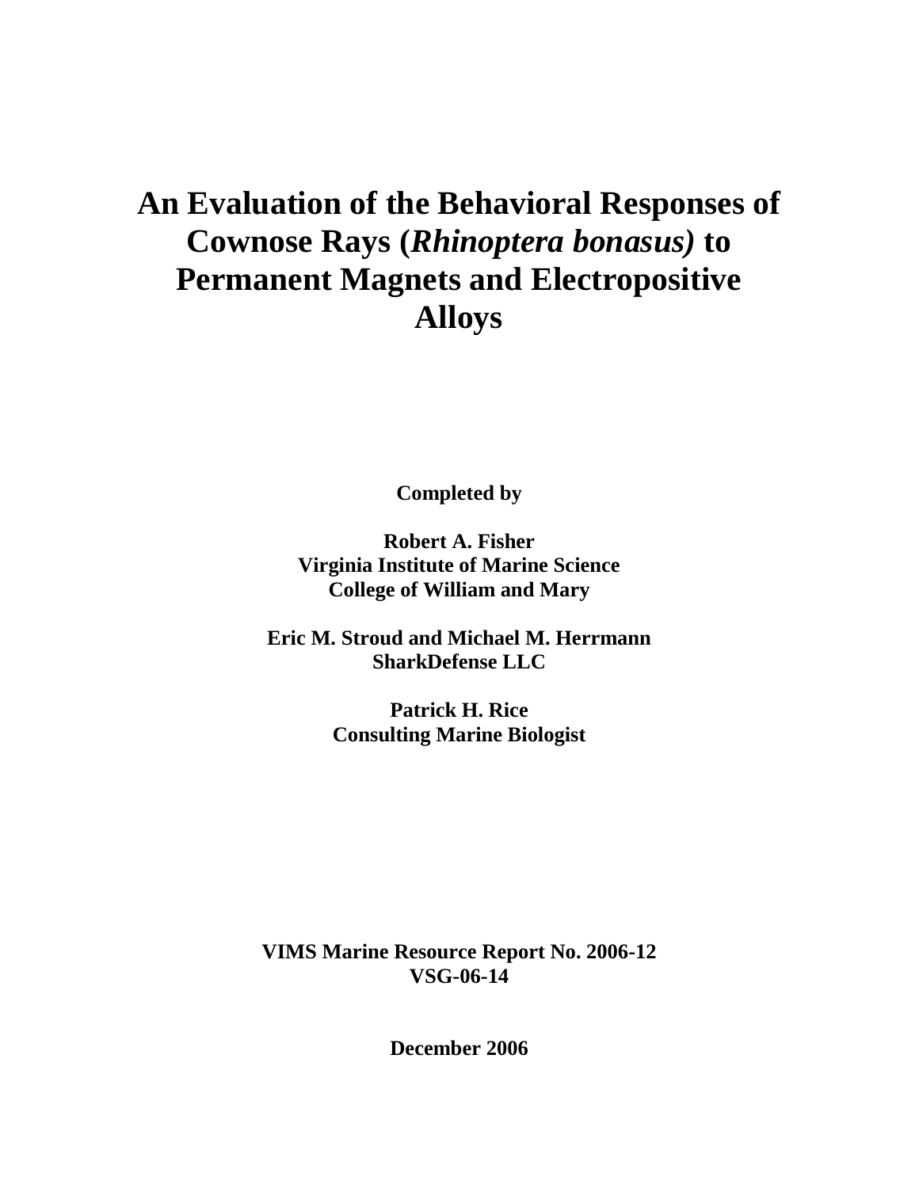# An Evaluation of the Behavioral Responses of Cownose Rays (*Rhinoptera bonasus*) to Permanent Magnets and Electropositive Alloys

**Completed by**

**Robert A. Fisher**
**Virginia Institute of Marine Science**
**College of William and Mary**

**Eric M. Stroud and Michael M. Herrmann**
**SharkDefense LLC**

**Patrick H. Rice**
**Consulting Marine Biologist**

**VIMS Marine Resource Report No. 2006-12**
**VSG-06-14**

**December 2006**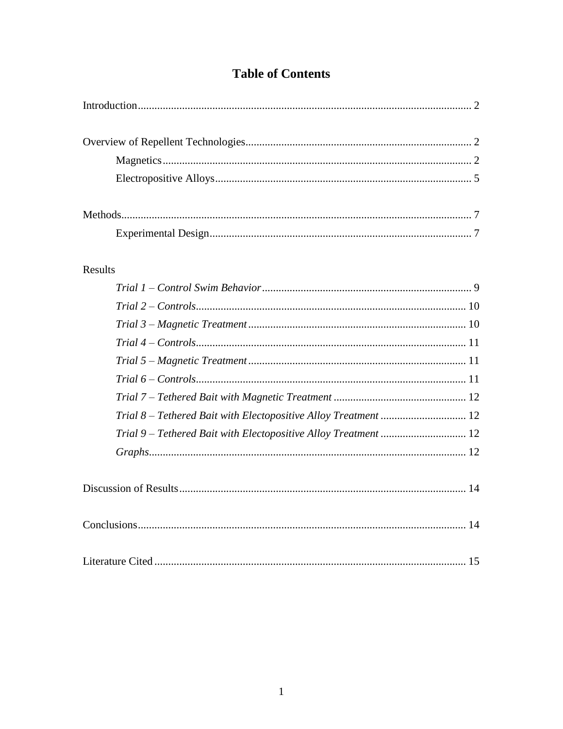# Table of Contents

Introduction........................................................................................................................ 2

Overview of Repellent Technologies................................................................................ 2
- Magnetics.............................................................................................................. 2
- Electropositive Alloys............................................................................................ 5

Methods.............................................................................................................................. 7
- Experimental Design.............................................................................................. 7

Results
- *Trial 1 – Control Swim Behavior*........................................................................... 9
- *Trial 2 – Controls*................................................................................................. 10
- *Trial 3 – Magnetic Treatment*............................................................................... 10
- *Trial 4 – Controls*................................................................................................. 11
- *Trial 5 – Magnetic Treatment*............................................................................... 11
- *Trial 6 – Controls*................................................................................................. 11
- *Trial 7 – Tethered Bait with Magnetic Treatment*................................................ 12
- *Trial 8 – Tethered Bait with Electopositive Alloy Treatment*............................... 12
- *Trial 9 – Tethered Bait with Electopositive Alloy Treatment*............................... 12
- *Graphs*.................................................................................................................. 12

Discussion of Results....................................................................................................... 14

Conclusions...................................................................................................................... 14

Literature Cited................................................................................................................ 15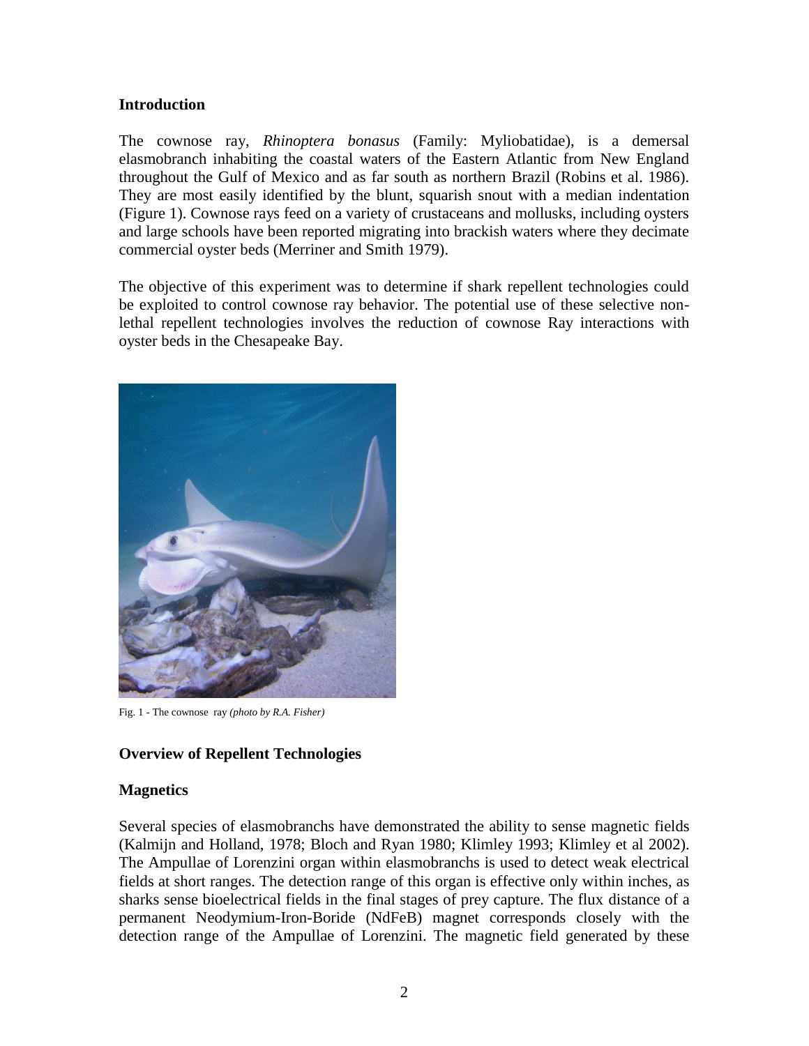## Introduction

The cownose ray, *Rhinoptera bonasus* (Family: Myliobatidae), is a demersal elasmobranch inhabiting the coastal waters of the Eastern Atlantic from New England throughout the Gulf of Mexico and as far south as northern Brazil (Robins et al. 1986). They are most easily identified by the blunt, squarish snout with a median indentation (Figure 1). Cownose rays feed on a variety of crustaceans and mollusks, including oysters and large schools have been reported migrating into brackish waters where they decimate commercial oyster beds (Merriner and Smith 1979).

The objective of this experiment was to determine if shark repellent technologies could be exploited to control cownose ray behavior. The potential use of these selective non-lethal repellent technologies involves the reduction of cownose Ray interactions with oyster beds in the Chesapeake Bay.

Fig. 1 - The cownose ray *(photo by R.A. Fisher)*

## Overview of Repellent Technologies

### Magnetics

Several species of elasmobranchs have demonstrated the ability to sense magnetic fields (Kalmijn and Holland, 1978; Bloch and Ryan 1980; Klimley 1993; Klimley et al 2002). The Ampullae of Lorenzini organ within elasmobranchs is used to detect weak electrical fields at short ranges. The detection range of this organ is effective only within inches, as sharks sense bioelectrical fields in the final stages of prey capture. The flux distance of a permanent Neodymium-Iron-Boride (NdFeB) magnet corresponds closely with the detection range of the Ampullae of Lorenzini. The magnetic field generated by these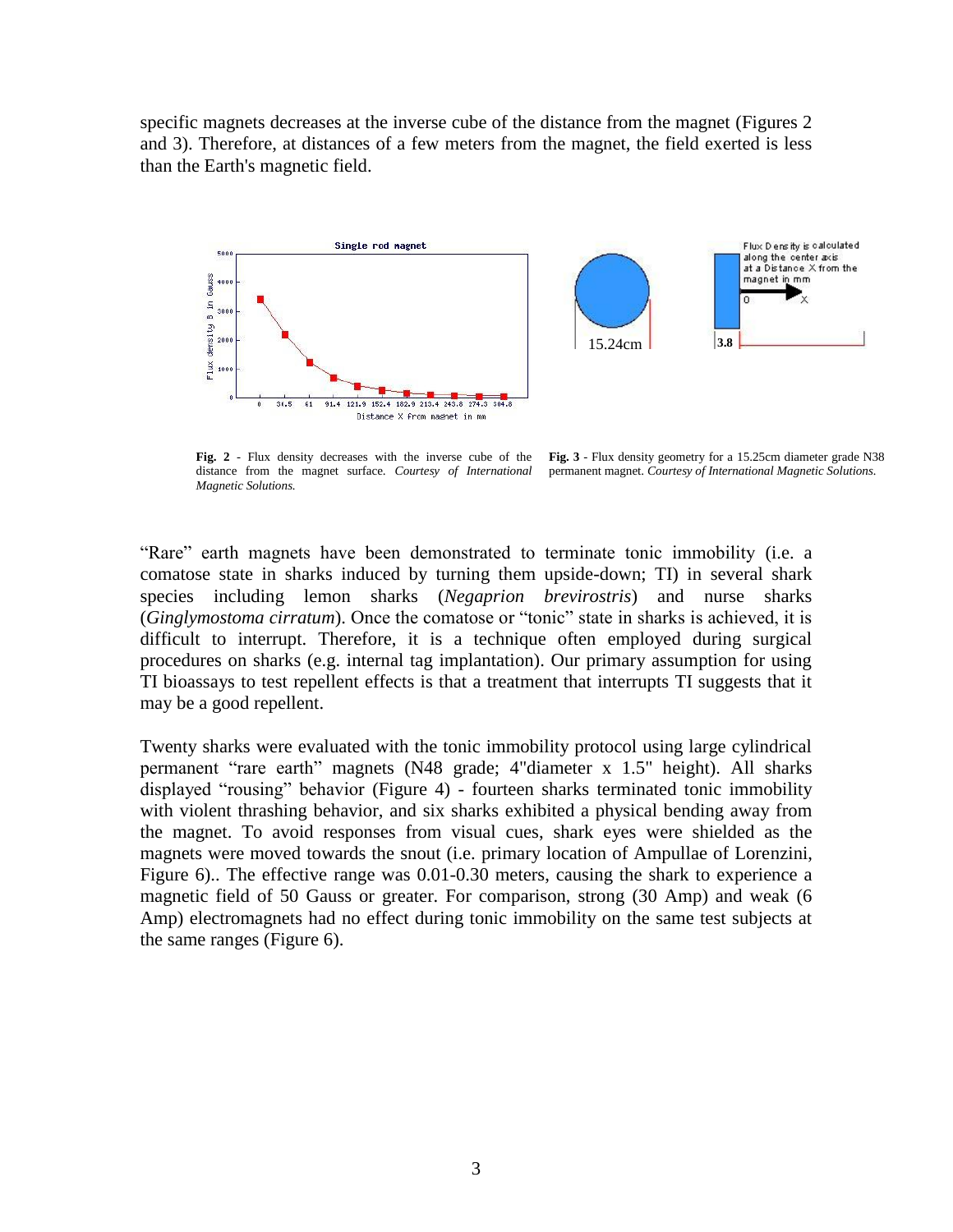specific magnets decreases at the inverse cube of the distance from the magnet (Figures 2 and 3). Therefore, at distances of a few meters from the magnet, the field exerted is less than the Earth's magnetic field.

**Fig. 2** - Flux density decreases with the inverse cube of the distance from the magnet surface. *Courtesy of International Magnetic Solutions.*

**Fig. 3** - Flux density geometry for a 15.25cm diameter grade N38 permanent magnet. *Courtesy of International Magnetic Solutions.*

"Rare" earth magnets have been demonstrated to terminate tonic immobility (i.e. a comatose state in sharks induced by turning them upside-down; TI) in several shark species including lemon sharks (*Negaprion brevirostris*) and nurse sharks (*Ginglymostoma cirratum*). Once the comatose or "tonic" state in sharks is achieved, it is difficult to interrupt. Therefore, it is a technique often employed during surgical procedures on sharks (e.g. internal tag implantation). Our primary assumption for using TI bioassays to test repellent effects is that a treatment that interrupts TI suggests that it may be a good repellent.

Twenty sharks were evaluated with the tonic immobility protocol using large cylindrical permanent "rare earth" magnets (N48 grade; 4"diameter x 1.5" height). All sharks displayed "rousing" behavior (Figure 4) - fourteen sharks terminated tonic immobility with violent thrashing behavior, and six sharks exhibited a physical bending away from the magnet. To avoid responses from visual cues, shark eyes were shielded as the magnets were moved towards the snout (i.e. primary location of Ampullae of Lorenzini, Figure 6).. The effective range was 0.01-0.30 meters, causing the shark to experience a magnetic field of 50 Gauss or greater. For comparison, strong (30 Amp) and weak (6 Amp) electromagnets had no effect during tonic immobility on the same test subjects at the same ranges (Figure 6).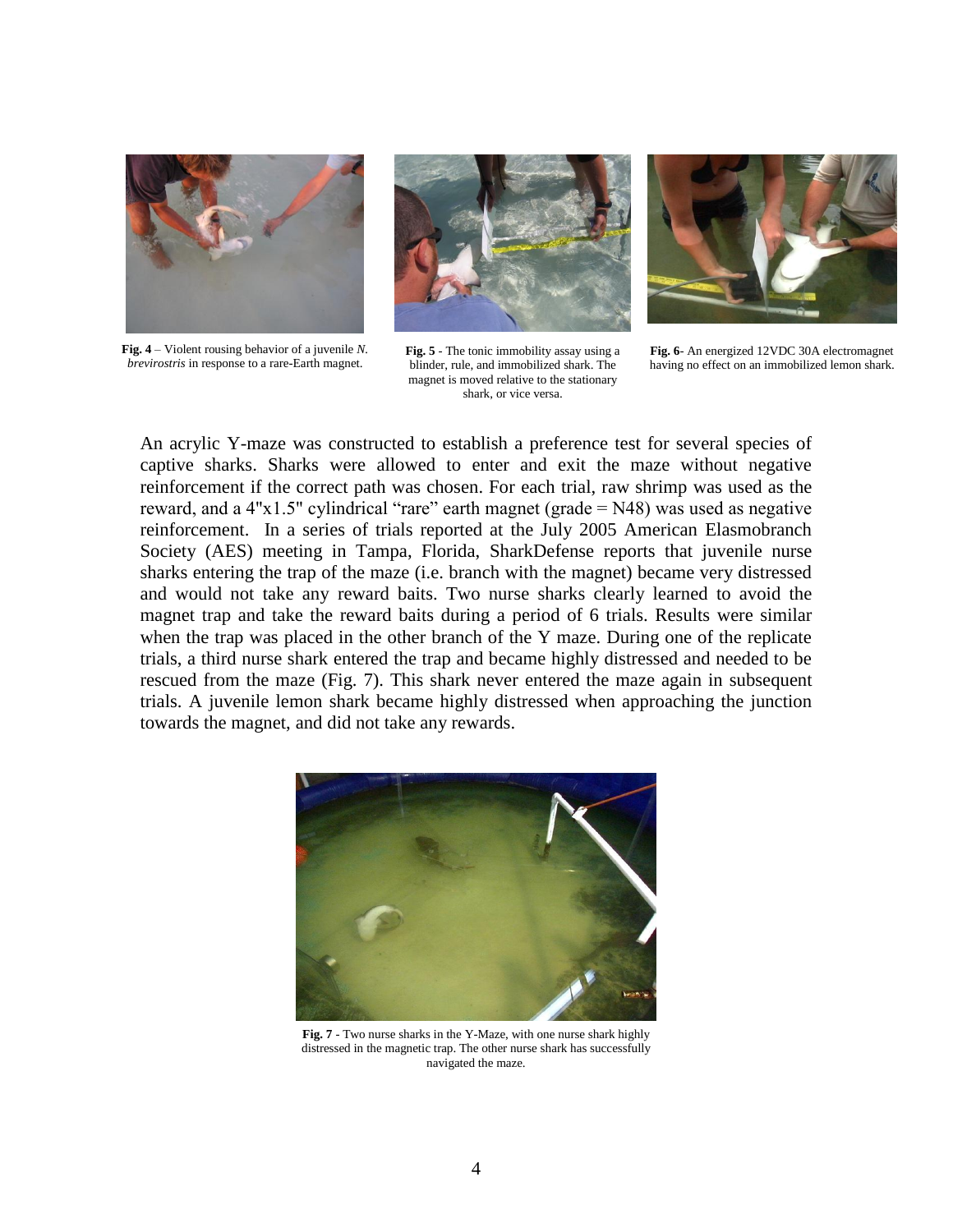**Fig. 4** – Violent rousing behavior of a juvenile *N. brevirostris* in response to a rare-Earth magnet.

**Fig. 5** - The tonic immobility assay using a blinder, rule, and immobilized shark. The magnet is moved relative to the stationary shark, or vice versa.

**Fig. 6**- An energized 12VDC 30A electromagnet having no effect on an immobilized lemon shark.

An acrylic Y-maze was constructed to establish a preference test for several species of captive sharks. Sharks were allowed to enter and exit the maze without negative reinforcement if the correct path was chosen. For each trial, raw shrimp was used as the reward, and a 4"x1.5" cylindrical "rare" earth magnet (grade = N48) was used as negative reinforcement. In a series of trials reported at the July 2005 American Elasmobranch Society (AES) meeting in Tampa, Florida, SharkDefense reports that juvenile nurse sharks entering the trap of the maze (i.e. branch with the magnet) became very distressed and would not take any reward baits. Two nurse sharks clearly learned to avoid the magnet trap and take the reward baits during a period of 6 trials. Results were similar when the trap was placed in the other branch of the Y maze. During one of the replicate trials, a third nurse shark entered the trap and became highly distressed and needed to be rescued from the maze (Fig. 7). This shark never entered the maze again in subsequent trials. A juvenile lemon shark became highly distressed when approaching the junction towards the magnet, and did not take any rewards.

**Fig. 7** - Two nurse sharks in the Y-Maze, with one nurse shark highly distressed in the magnetic trap. The other nurse shark has successfully navigated the maze.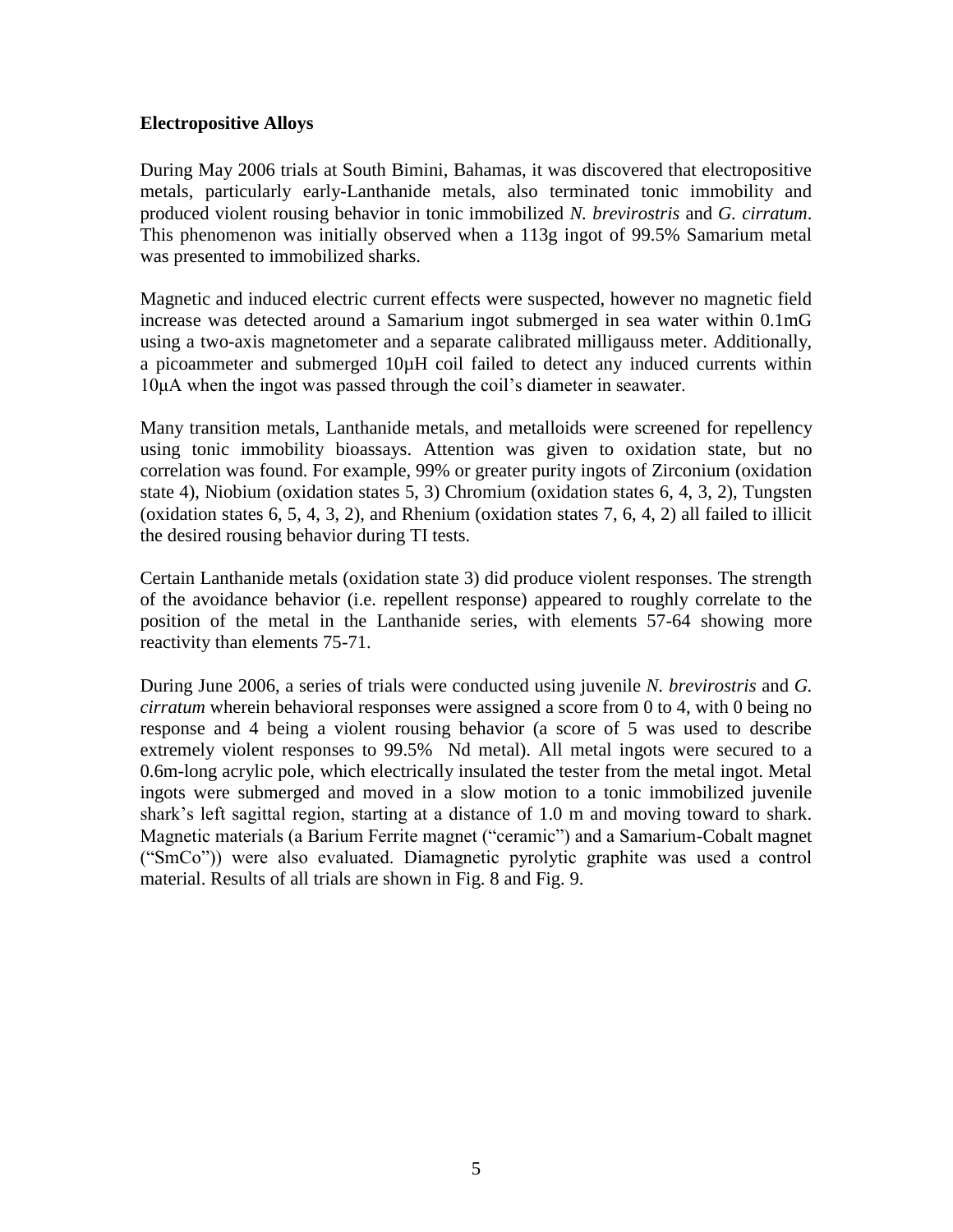### Electropositive Alloys

During May 2006 trials at South Bimini, Bahamas, it was discovered that electropositive metals, particularly early-Lanthanide metals, also terminated tonic immobility and produced violent rousing behavior in tonic immobilized *N. brevirostris* and *G. cirratum*. This phenomenon was initially observed when a 113g ingot of 99.5% Samarium metal was presented to immobilized sharks.

Magnetic and induced electric current effects were suspected, however no magnetic field increase was detected around a Samarium ingot submerged in sea water within 0.1mG using a two-axis magnetometer and a separate calibrated milligauss meter. Additionally, a picoammeter and submerged 10μH coil failed to detect any induced currents within 10μA when the ingot was passed through the coil's diameter in seawater.

Many transition metals, Lanthanide metals, and metalloids were screened for repellency using tonic immobility bioassays. Attention was given to oxidation state, but no correlation was found. For example, 99% or greater purity ingots of Zirconium (oxidation state 4), Niobium (oxidation states 5, 3) Chromium (oxidation states 6, 4, 3, 2), Tungsten (oxidation states 6, 5, 4, 3, 2), and Rhenium (oxidation states 7, 6, 4, 2) all failed to illicit the desired rousing behavior during TI tests.

Certain Lanthanide metals (oxidation state 3) did produce violent responses. The strength of the avoidance behavior (i.e. repellent response) appeared to roughly correlate to the position of the metal in the Lanthanide series, with elements 57-64 showing more reactivity than elements 75-71.

During June 2006, a series of trials were conducted using juvenile *N. brevirostris* and *G. cirratum* wherein behavioral responses were assigned a score from 0 to 4, with 0 being no response and 4 being a violent rousing behavior (a score of 5 was used to describe extremely violent responses to 99.5% Nd metal). All metal ingots were secured to a 0.6m-long acrylic pole, which electrically insulated the tester from the metal ingot. Metal ingots were submerged and moved in a slow motion to a tonic immobilized juvenile shark's left sagittal region, starting at a distance of 1.0 m and moving toward to shark. Magnetic materials (a Barium Ferrite magnet ("ceramic") and a Samarium-Cobalt magnet ("SmCo")) were also evaluated. Diamagnetic pyrolytic graphite was used a control material. Results of all trials are shown in Fig. 8 and Fig. 9.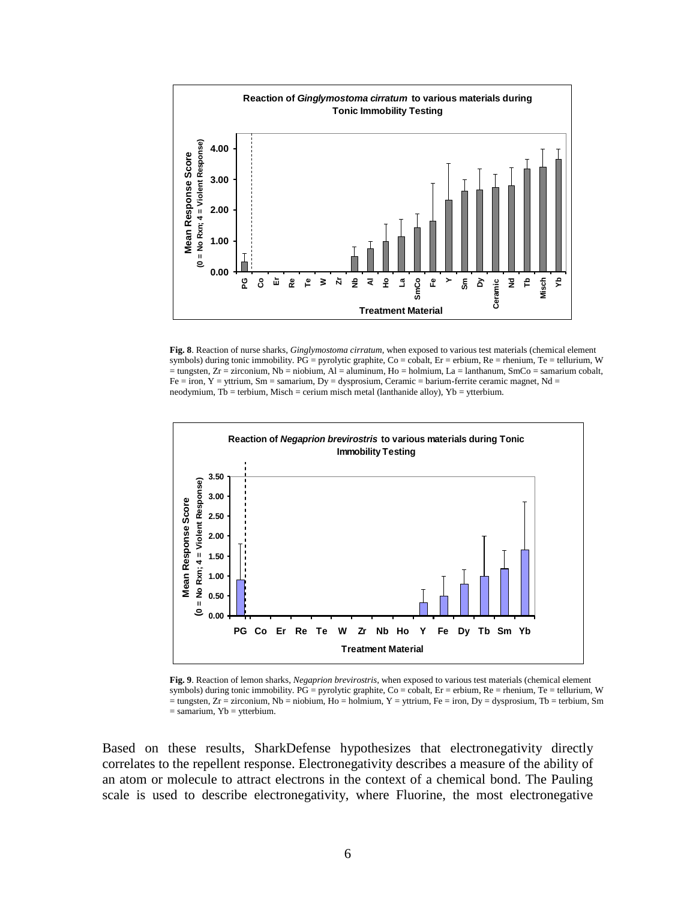**Fig. 8**. Reaction of nurse sharks, *Ginglymostoma cirratum*, when exposed to various test materials (chemical element symbols) during tonic immobility. PG = pyrolytic graphite, Co = cobalt, Er = erbium, Re = rhenium, Te = tellurium, W = tungsten, Zr = zirconium, Nb = niobium, Al = aluminum, Ho = holmium, La = lanthanum, SmCo = samarium cobalt, Fe = iron, Y = yttrium, Sm = samarium, Dy = dysprosium, Ceramic = barium-ferrite ceramic magnet, Nd = neodymium, Tb = terbium, Misch = cerium misch metal (lanthanide alloy), Yb = ytterbium.

**Fig. 9**. Reaction of lemon sharks, *Negaprion brevirostris*, when exposed to various test materials (chemical element symbols) during tonic immobility. PG = pyrolytic graphite, Co = cobalt, Er = erbium, Re = rhenium, Te = tellurium, W = tungsten, Zr = zirconium, Nb = niobium, Ho = holmium, Y = yttrium, Fe = iron, Dy = dysprosium, Tb = terbium, Sm = samarium, Yb = ytterbium.

Based on these results, SharkDefense hypothesizes that electronegativity directly correlates to the repellent response. Electronegativity describes a measure of the ability of an atom or molecule to attract electrons in the context of a chemical bond. The Pauling scale is used to describe electronegativity, where Fluorine, the most electronegative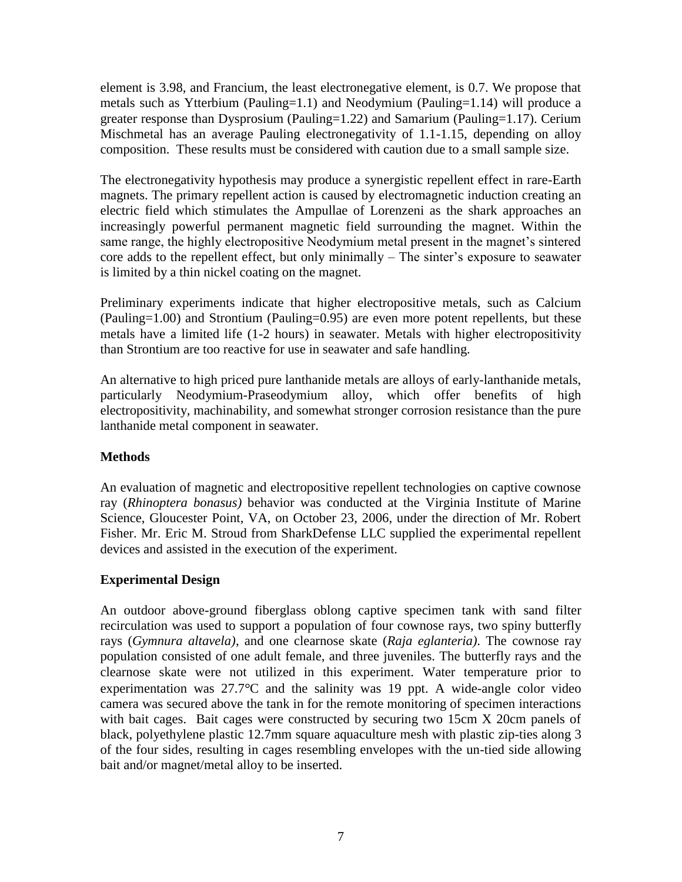element is 3.98, and Francium, the least electronegative element, is 0.7. We propose that metals such as Ytterbium (Pauling=1.1) and Neodymium (Pauling=1.14) will produce a greater response than Dysprosium (Pauling=1.22) and Samarium (Pauling=1.17). Cerium Mischmetal has an average Pauling electronegativity of 1.1-1.15, depending on alloy composition. These results must be considered with caution due to a small sample size.

The electronegativity hypothesis may produce a synergistic repellent effect in rare-Earth magnets. The primary repellent action is caused by electromagnetic induction creating an electric field which stimulates the Ampullae of Lorenzeni as the shark approaches an increasingly powerful permanent magnetic field surrounding the magnet. Within the same range, the highly electropositive Neodymium metal present in the magnet's sintered core adds to the repellent effect, but only minimally – The sinter's exposure to seawater is limited by a thin nickel coating on the magnet.

Preliminary experiments indicate that higher electropositive metals, such as Calcium (Pauling=1.00) and Strontium (Pauling=0.95) are even more potent repellents, but these metals have a limited life (1-2 hours) in seawater. Metals with higher electropositivity than Strontium are too reactive for use in seawater and safe handling.

An alternative to high priced pure lanthanide metals are alloys of early-lanthanide metals, particularly Neodymium-Praseodymium alloy, which offer benefits of high electropositivity, machinability, and somewhat stronger corrosion resistance than the pure lanthanide metal component in seawater.

## Methods

An evaluation of magnetic and electropositive repellent technologies on captive cownose ray (*Rhinoptera bonasus)* behavior was conducted at the Virginia Institute of Marine Science, Gloucester Point, VA, on October 23, 2006, under the direction of Mr. Robert Fisher. Mr. Eric M. Stroud from SharkDefense LLC supplied the experimental repellent devices and assisted in the execution of the experiment.

## Experimental Design

An outdoor above-ground fiberglass oblong captive specimen tank with sand filter recirculation was used to support a population of four cownose rays, two spiny butterfly rays (*Gymnura altavela)*, and one clearnose skate (*Raja eglanteria)*. The cownose ray population consisted of one adult female, and three juveniles. The butterfly rays and the clearnose skate were not utilized in this experiment. Water temperature prior to experimentation was 27.7°C and the salinity was 19 ppt. A wide-angle color video camera was secured above the tank in for the remote monitoring of specimen interactions with bait cages. Bait cages were constructed by securing two 15cm X 20cm panels of black, polyethylene plastic 12.7mm square aquaculture mesh with plastic zip-ties along 3 of the four sides, resulting in cages resembling envelopes with the un-tied side allowing bait and/or magnet/metal alloy to be inserted.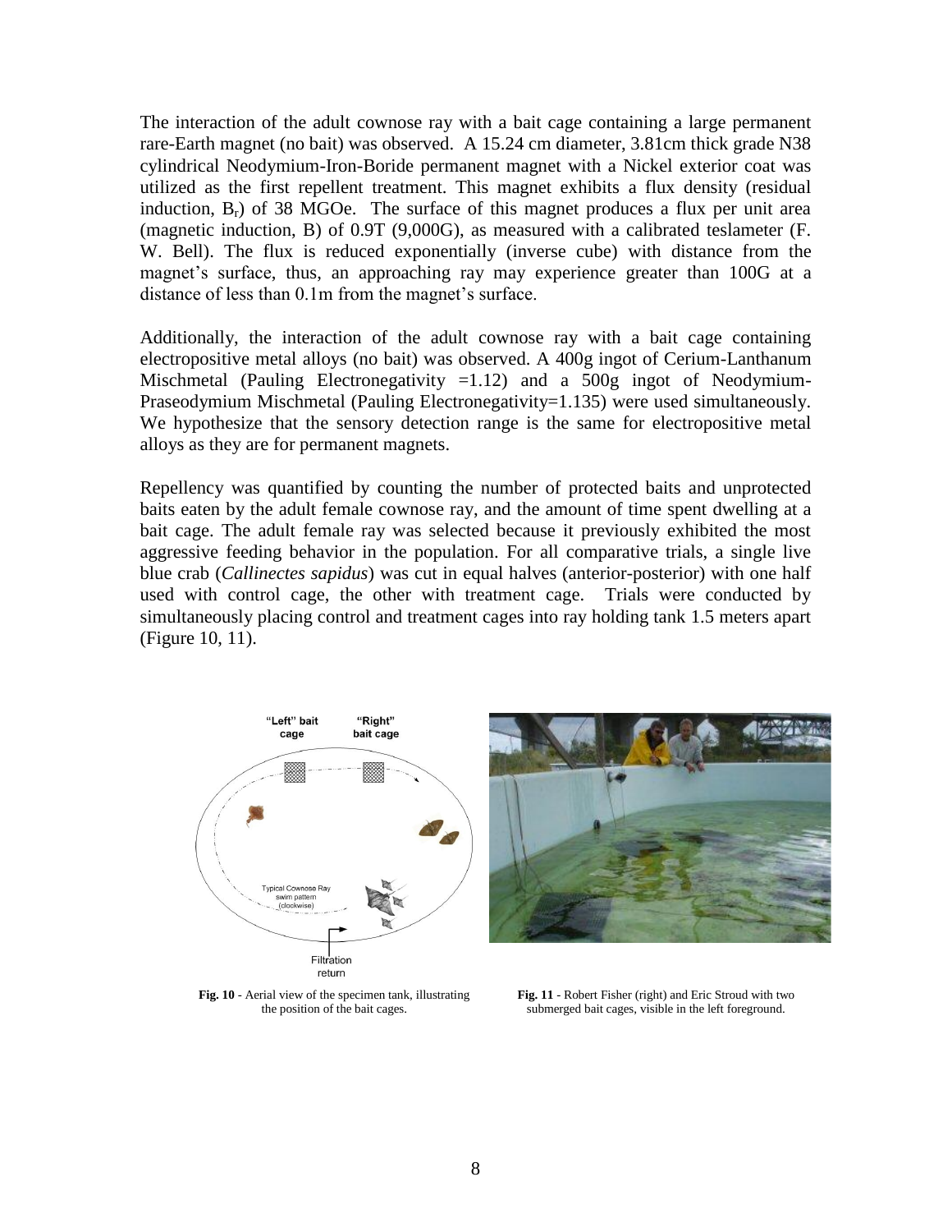The interaction of the adult cownose ray with a bait cage containing a large permanent rare-Earth magnet (no bait) was observed. A 15.24 cm diameter, 3.81cm thick grade N38 cylindrical Neodymium-Iron-Boride permanent magnet with a Nickel exterior coat was utilized as the first repellent treatment. This magnet exhibits a flux density (residual induction, $B_r$) of 38 MGOe. The surface of this magnet produces a flux per unit area (magnetic induction, B) of 0.9T (9,000G), as measured with a calibrated teslameter (F. W. Bell). The flux is reduced exponentially (inverse cube) with distance from the magnet's surface, thus, an approaching ray may experience greater than 100G at a distance of less than 0.1m from the magnet's surface.

Additionally, the interaction of the adult cownose ray with a bait cage containing electropositive metal alloys (no bait) was observed. A 400g ingot of Cerium-Lanthanum Mischmetal (Pauling Electronegativity =1.12) and a 500g ingot of Neodymium-Praseodymium Mischmetal (Pauling Electronegativity=1.135) were used simultaneously. We hypothesize that the sensory detection range is the same for electropositive metal alloys as they are for permanent magnets.

Repellency was quantified by counting the number of protected baits and unprotected baits eaten by the adult female cownose ray, and the amount of time spent dwelling at a bait cage. The adult female ray was selected because it previously exhibited the most aggressive feeding behavior in the population. For all comparative trials, a single live blue crab (*Callinectes sapidus*) was cut in equal halves (anterior-posterior) with one half used with control cage, the other with treatment cage. Trials were conducted by simultaneously placing control and treatment cages into ray holding tank 1.5 meters apart (Figure 10, 11).

**Fig. 10** - Aerial view of the specimen tank, illustrating the position of the bait cages.

**Fig. 11** - Robert Fisher (right) and Eric Stroud with two submerged bait cages, visible in the left foreground.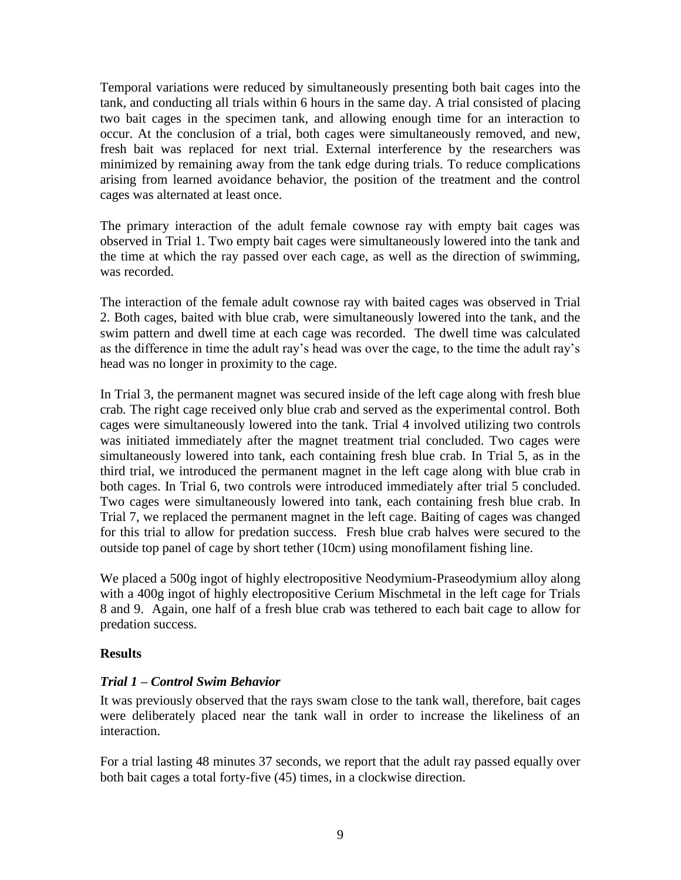Temporal variations were reduced by simultaneously presenting both bait cages into the tank, and conducting all trials within 6 hours in the same day. A trial consisted of placing two bait cages in the specimen tank, and allowing enough time for an interaction to occur. At the conclusion of a trial, both cages were simultaneously removed, and new, fresh bait was replaced for next trial. External interference by the researchers was minimized by remaining away from the tank edge during trials. To reduce complications arising from learned avoidance behavior, the position of the treatment and the control cages was alternated at least once.

The primary interaction of the adult female cownose ray with empty bait cages was observed in Trial 1. Two empty bait cages were simultaneously lowered into the tank and the time at which the ray passed over each cage, as well as the direction of swimming, was recorded.

The interaction of the female adult cownose ray with baited cages was observed in Trial 2. Both cages, baited with blue crab, were simultaneously lowered into the tank, and the swim pattern and dwell time at each cage was recorded. The dwell time was calculated as the difference in time the adult ray's head was over the cage, to the time the adult ray's head was no longer in proximity to the cage.

In Trial 3, the permanent magnet was secured inside of the left cage along with fresh blue crab. The right cage received only blue crab and served as the experimental control. Both cages were simultaneously lowered into the tank. Trial 4 involved utilizing two controls was initiated immediately after the magnet treatment trial concluded. Two cages were simultaneously lowered into tank, each containing fresh blue crab. In Trial 5, as in the third trial, we introduced the permanent magnet in the left cage along with blue crab in both cages. In Trial 6, two controls were introduced immediately after trial 5 concluded. Two cages were simultaneously lowered into tank, each containing fresh blue crab. In Trial 7, we replaced the permanent magnet in the left cage. Baiting of cages was changed for this trial to allow for predation success. Fresh blue crab halves were secured to the outside top panel of cage by short tether (10cm) using monofilament fishing line.

We placed a 500g ingot of highly electropositive Neodymium-Praseodymium alloy along with a 400g ingot of highly electropositive Cerium Mischmetal in the left cage for Trials 8 and 9. Again, one half of a fresh blue crab was tethered to each bait cage to allow for predation success.

## Results

### *Trial 1 – Control Swim Behavior*

It was previously observed that the rays swam close to the tank wall, therefore, bait cages were deliberately placed near the tank wall in order to increase the likeliness of an interaction.

For a trial lasting 48 minutes 37 seconds, we report that the adult ray passed equally over both bait cages a total forty-five (45) times, in a clockwise direction.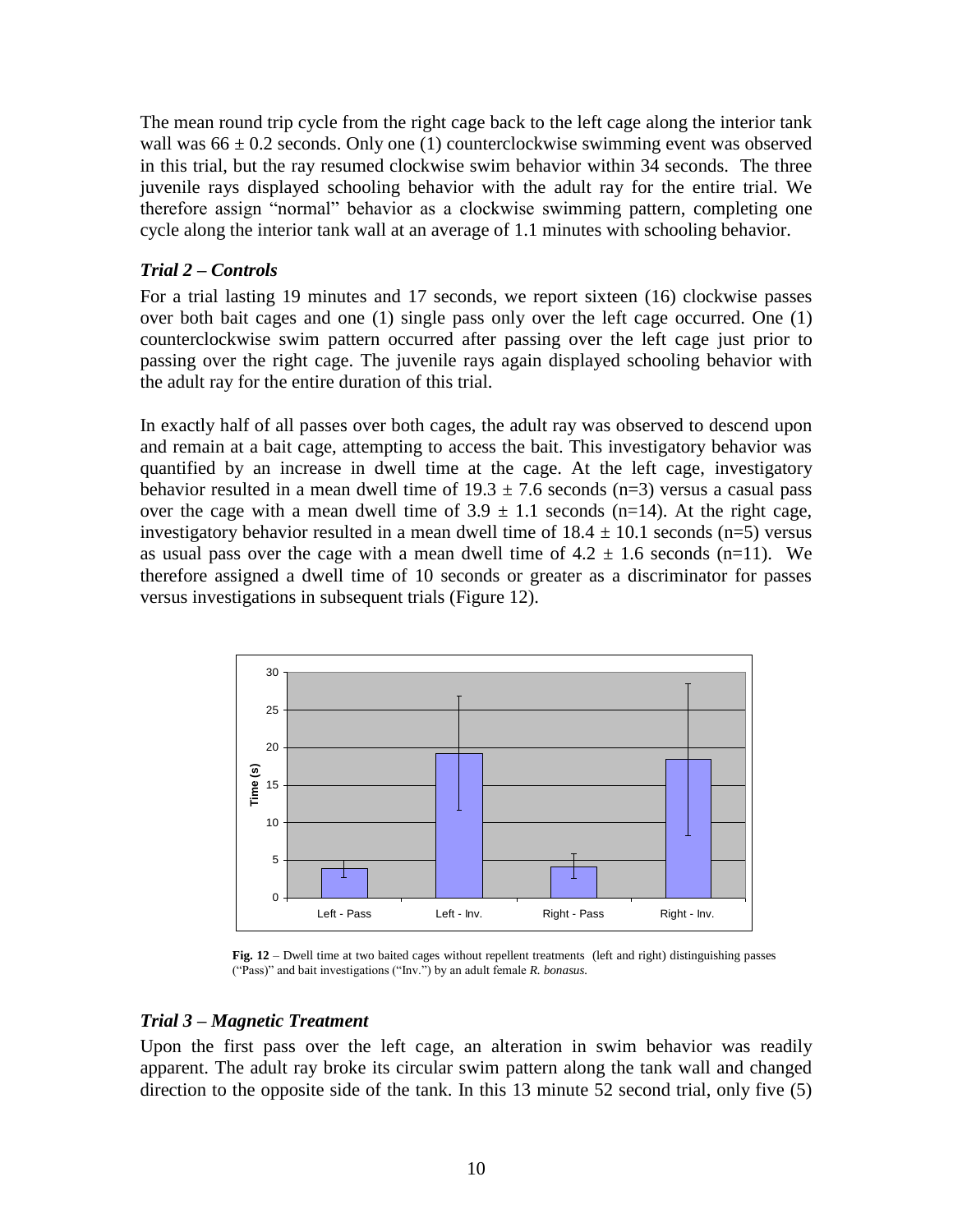The mean round trip cycle from the right cage back to the left cage along the interior tank wall was $66 \pm 0.2$ seconds. Only one (1) counterclockwise swimming event was observed in this trial, but the ray resumed clockwise swim behavior within 34 seconds. The three juvenile rays displayed schooling behavior with the adult ray for the entire trial. We therefore assign "normal" behavior as a clockwise swimming pattern, completing one cycle along the interior tank wall at an average of 1.1 minutes with schooling behavior.

### *Trial 2 – Controls*

For a trial lasting 19 minutes and 17 seconds, we report sixteen (16) clockwise passes over both bait cages and one (1) single pass only over the left cage occurred. One (1) counterclockwise swim pattern occurred after passing over the left cage just prior to passing over the right cage. The juvenile rays again displayed schooling behavior with the adult ray for the entire duration of this trial.

In exactly half of all passes over both cages, the adult ray was observed to descend upon and remain at a bait cage, attempting to access the bait. This investigatory behavior was quantified by an increase in dwell time at the cage. At the left cage, investigatory behavior resulted in a mean dwell time of $19.3 \pm 7.6$ seconds (n=3) versus a casual pass over the cage with a mean dwell time of $3.9 \pm 1.1$ seconds (n=14). At the right cage, investigatory behavior resulted in a mean dwell time of $18.4 \pm 10.1$ seconds (n=5) versus as usual pass over the cage with a mean dwell time of $4.2 \pm 1.6$ seconds (n=11). We therefore assigned a dwell time of 10 seconds or greater as a discriminator for passes versus investigations in subsequent trials (Figure 12).

**Fig. 12** – Dwell time at two baited cages without repellent treatments (left and right) distinguishing passes ("Pass)" and bait investigations ("Inv.") by an adult female *R. bonasus.*

### *Trial 3 – Magnetic Treatment*

Upon the first pass over the left cage, an alteration in swim behavior was readily apparent. The adult ray broke its circular swim pattern along the tank wall and changed direction to the opposite side of the tank. In this 13 minute 52 second trial, only five (5)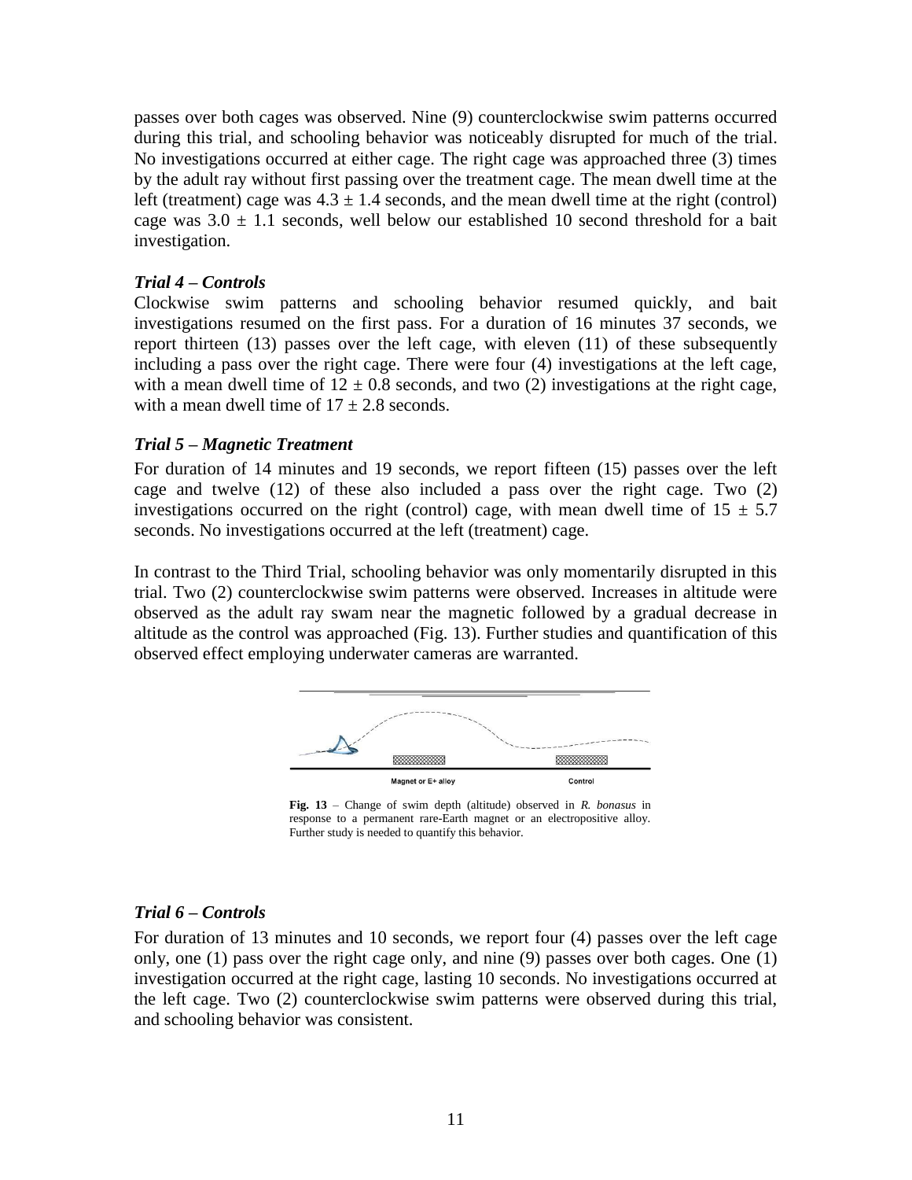passes over both cages was observed. Nine (9) counterclockwise swim patterns occurred during this trial, and schooling behavior was noticeably disrupted for much of the trial. No investigations occurred at either cage. The right cage was approached three (3) times by the adult ray without first passing over the treatment cage. The mean dwell time at the left (treatment) cage was $4.3 \pm 1.4$ seconds, and the mean dwell time at the right (control) cage was $3.0 \pm 1.1$ seconds, well below our established 10 second threshold for a bait investigation.

### *Trial 4 – Controls*

Clockwise swim patterns and schooling behavior resumed quickly, and bait investigations resumed on the first pass. For a duration of 16 minutes 37 seconds, we report thirteen (13) passes over the left cage, with eleven (11) of these subsequently including a pass over the right cage. There were four (4) investigations at the left cage, with a mean dwell time of $12 \pm 0.8$ seconds, and two (2) investigations at the right cage, with a mean dwell time of $17 \pm 2.8$ seconds.

### *Trial 5 – Magnetic Treatment*

For duration of 14 minutes and 19 seconds, we report fifteen (15) passes over the left cage and twelve (12) of these also included a pass over the right cage. Two (2) investigations occurred on the right (control) cage, with mean dwell time of $15 \pm 5.7$ seconds. No investigations occurred at the left (treatment) cage.

In contrast to the Third Trial, schooling behavior was only momentarily disrupted in this trial. Two (2) counterclockwise swim patterns were observed. Increases in altitude were observed as the adult ray swam near the magnetic followed by a gradual decrease in altitude as the control was approached (Fig. 13). Further studies and quantification of this observed effect employing underwater cameras are warranted.

Magnet or E+ alloy    Control

**Fig. 13** – Change of swim depth (altitude) observed in *R. bonasus* in response to a permanent rare-Earth magnet or an electropositive alloy. Further study is needed to quantify this behavior.

### *Trial 6 – Controls*

For duration of 13 minutes and 10 seconds, we report four (4) passes over the left cage only, one (1) pass over the right cage only, and nine (9) passes over both cages. One (1) investigation occurred at the right cage, lasting 10 seconds. No investigations occurred at the left cage. Two (2) counterclockwise swim patterns were observed during this trial, and schooling behavior was consistent.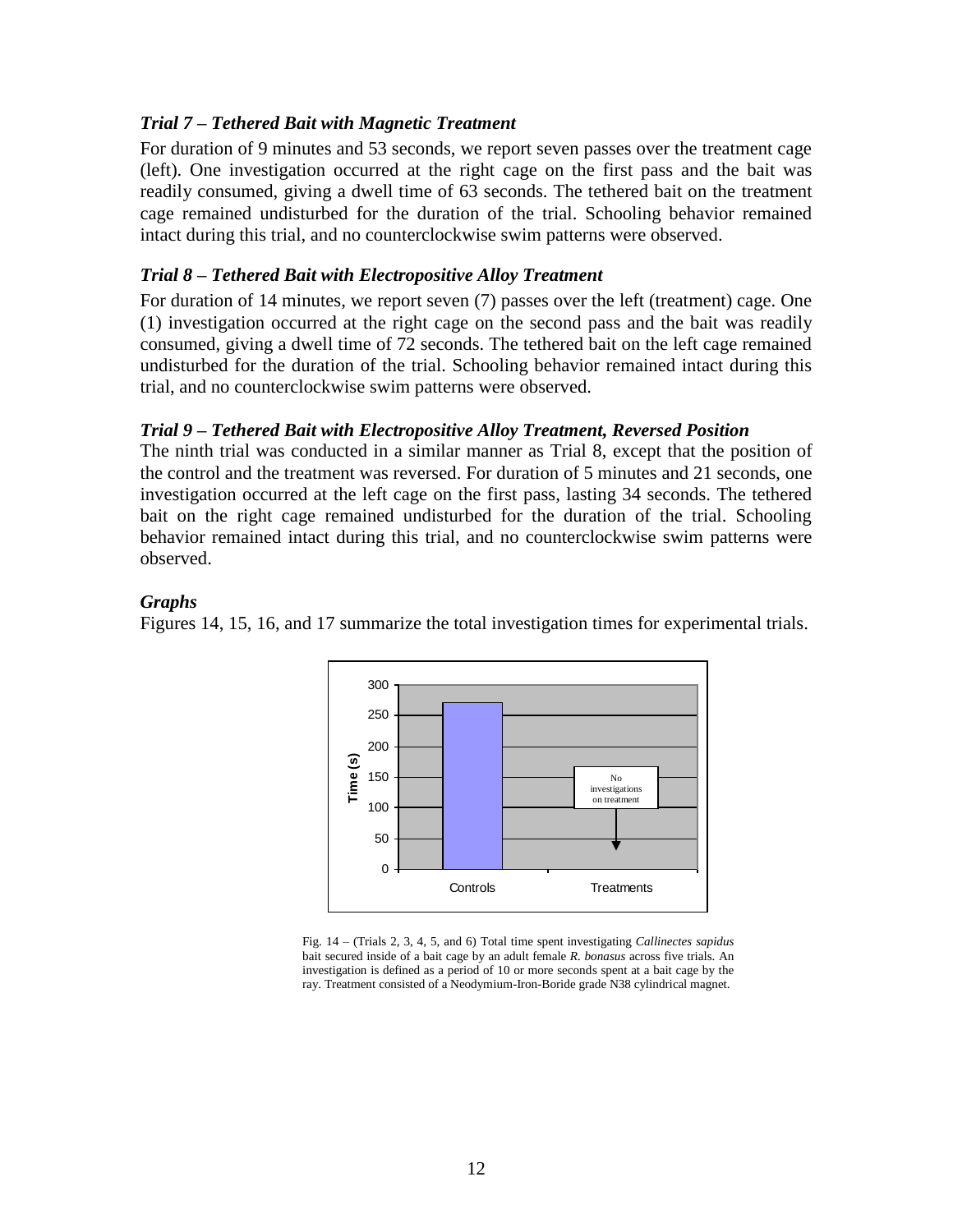### *Trial 7 – Tethered Bait with Magnetic Treatment*

For duration of 9 minutes and 53 seconds, we report seven passes over the treatment cage (left). One investigation occurred at the right cage on the first pass and the bait was readily consumed, giving a dwell time of 63 seconds. The tethered bait on the treatment cage remained undisturbed for the duration of the trial. Schooling behavior remained intact during this trial, and no counterclockwise swim patterns were observed.

### *Trial 8 – Tethered Bait with Electropositive Alloy Treatment*

For duration of 14 minutes, we report seven (7) passes over the left (treatment) cage. One (1) investigation occurred at the right cage on the second pass and the bait was readily consumed, giving a dwell time of 72 seconds. The tethered bait on the left cage remained undisturbed for the duration of the trial. Schooling behavior remained intact during this trial, and no counterclockwise swim patterns were observed.

### *Trial 9 – Tethered Bait with Electropositive Alloy Treatment, Reversed Position*

The ninth trial was conducted in a similar manner as Trial 8, except that the position of the control and the treatment was reversed. For duration of 5 minutes and 21 seconds, one investigation occurred at the left cage on the first pass, lasting 34 seconds. The tethered bait on the right cage remained undisturbed for the duration of the trial. Schooling behavior remained intact during this trial, and no counterclockwise swim patterns were observed.

### *Graphs*

Figures 14, 15, 16, and 17 summarize the total investigation times for experimental trials.

Fig. 14 – (Trials 2, 3, 4, 5, and 6) Total time spent investigating *Callinectes sapidus* bait secured inside of a bait cage by an adult female *R. bonasus* across five trials. An investigation is defined as a period of 10 or more seconds spent at a bait cage by the ray. Treatment consisted of a Neodymium-Iron-Boride grade N38 cylindrical magnet.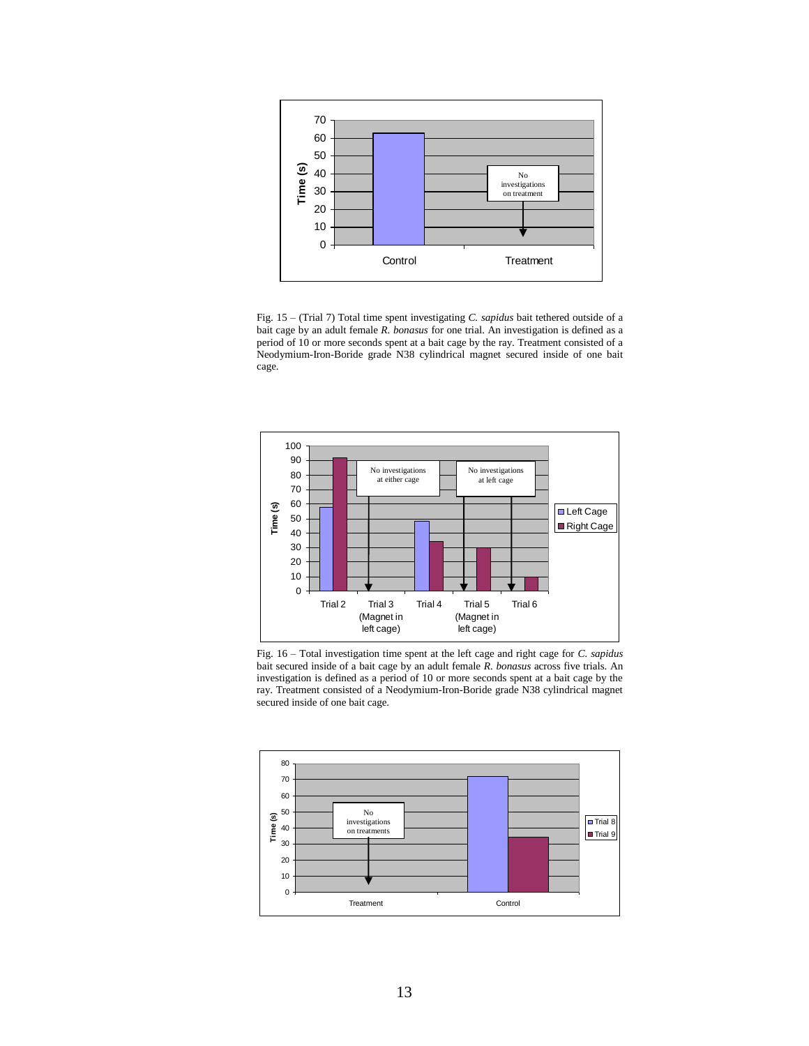Fig. 15 – (Trial 7) Total time spent investigating *C. sapidus* bait tethered outside of a bait cage by an adult female *R. bonasus* for one trial. An investigation is defined as a period of 10 or more seconds spent at a bait cage by the ray. Treatment consisted of a Neodymium-Iron-Boride grade N38 cylindrical magnet secured inside of one bait cage.

Fig. 16 – Total investigation time spent at the left cage and right cage for *C. sapidus* bait secured inside of a bait cage by an adult female *R. bonasus* across five trials. An investigation is defined as a period of 10 or more seconds spent at a bait cage by the ray. Treatment consisted of a Neodymium-Iron-Boride grade N38 cylindrical magnet secured inside of one bait cage.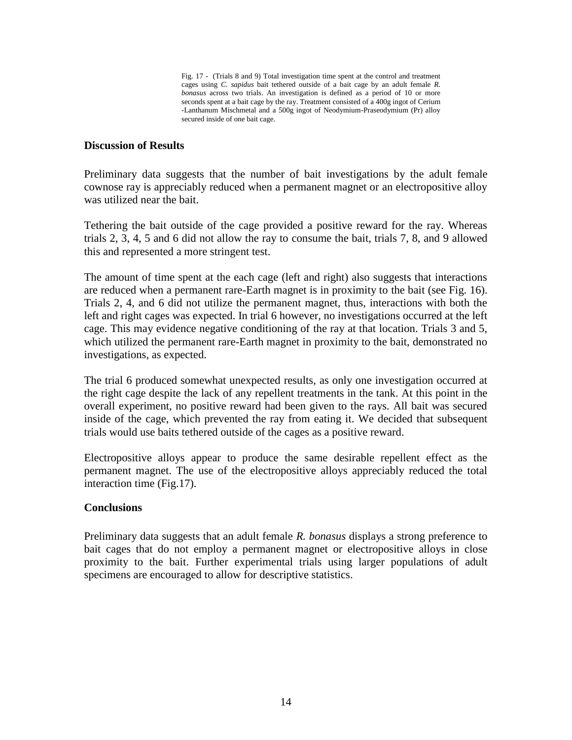Fig. 17 - (Trials 8 and 9) Total investigation time spent at the control and treatment cages using *C. sapidus* bait tethered outside of a bait cage by an adult female *R. bonasus* across two trials. An investigation is defined as a period of 10 or more seconds spent at a bait cage by the ray. Treatment consisted of a 400g ingot of Cerium -Lanthanum Mischmetal and a 500g ingot of Neodymium-Praseodymium (Pr) alloy secured inside of one bait cage.

### Discussion of Results

Preliminary data suggests that the number of bait investigations by the adult female cownose ray is appreciably reduced when a permanent magnet or an electropositive alloy was utilized near the bait.

Tethering the bait outside of the cage provided a positive reward for the ray. Whereas trials 2, 3, 4, 5 and 6 did not allow the ray to consume the bait, trials 7, 8, and 9 allowed this and represented a more stringent test.

The amount of time spent at the each cage (left and right) also suggests that interactions are reduced when a permanent rare-Earth magnet is in proximity to the bait (see Fig. 16). Trials 2, 4, and 6 did not utilize the permanent magnet, thus, interactions with both the left and right cages was expected. In trial 6 however, no investigations occurred at the left cage. This may evidence negative conditioning of the ray at that location. Trials 3 and 5, which utilized the permanent rare-Earth magnet in proximity to the bait, demonstrated no investigations, as expected.

The trial 6 produced somewhat unexpected results, as only one investigation occurred at the right cage despite the lack of any repellent treatments in the tank. At this point in the overall experiment, no positive reward had been given to the rays. All bait was secured inside of the cage, which prevented the ray from eating it. We decided that subsequent trials would use baits tethered outside of the cages as a positive reward.

Electropositive alloys appear to produce the same desirable repellent effect as the permanent magnet. The use of the electropositive alloys appreciably reduced the total interaction time (Fig.17).

### Conclusions

Preliminary data suggests that an adult female *R. bonasus* displays a strong preference to bait cages that do not employ a permanent magnet or electropositive alloys in close proximity to the bait. Further experimental trials using larger populations of adult specimens are encouraged to allow for descriptive statistics.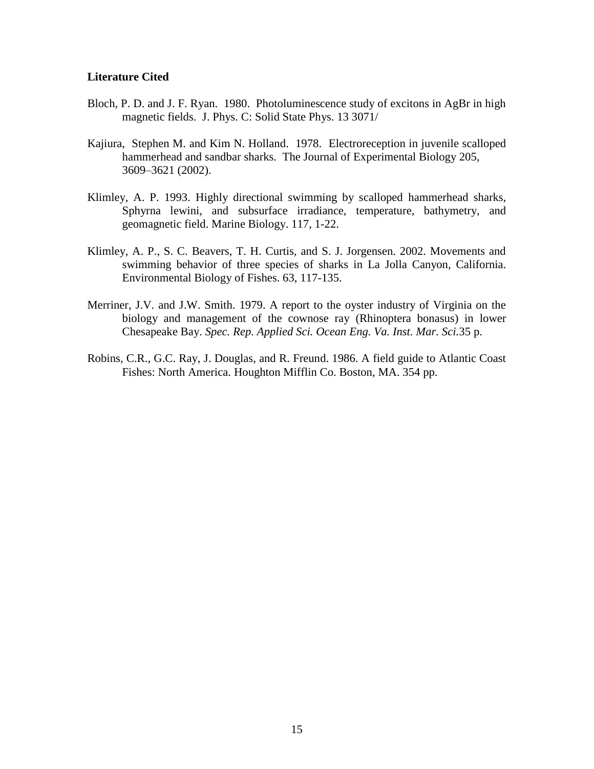**Literature Cited**

Bloch, P. D. and J. F. Ryan. 1980. Photoluminescence study of excitons in AgBr in high magnetic fields. J. Phys. C: Solid State Phys. 13 3071/

Kajiura, Stephen M. and Kim N. Holland. 1978. Electroreception in juvenile scalloped hammerhead and sandbar sharks. The Journal of Experimental Biology 205, 3609–3621 (2002).

Klimley, A. P. 1993. Highly directional swimming by scalloped hammerhead sharks, Sphyrna lewini, and subsurface irradiance, temperature, bathymetry, and geomagnetic field. Marine Biology. 117, 1-22.

Klimley, A. P., S. C. Beavers, T. H. Curtis, and S. J. Jorgensen. 2002. Movements and swimming behavior of three species of sharks in La Jolla Canyon, California. Environmental Biology of Fishes. 63, 117-135.

Merriner, J.V. and J.W. Smith. 1979. A report to the oyster industry of Virginia on the biology and management of the cownose ray (Rhinoptera bonasus) in lower Chesapeake Bay. *Spec. Rep. Applied Sci. Ocean Eng. Va. Inst. Mar. Sci.*35 p.

Robins, C.R., G.C. Ray, J. Douglas, and R. Freund. 1986. A field guide to Atlantic Coast Fishes: North America. Houghton Mifflin Co. Boston, MA. 354 pp.